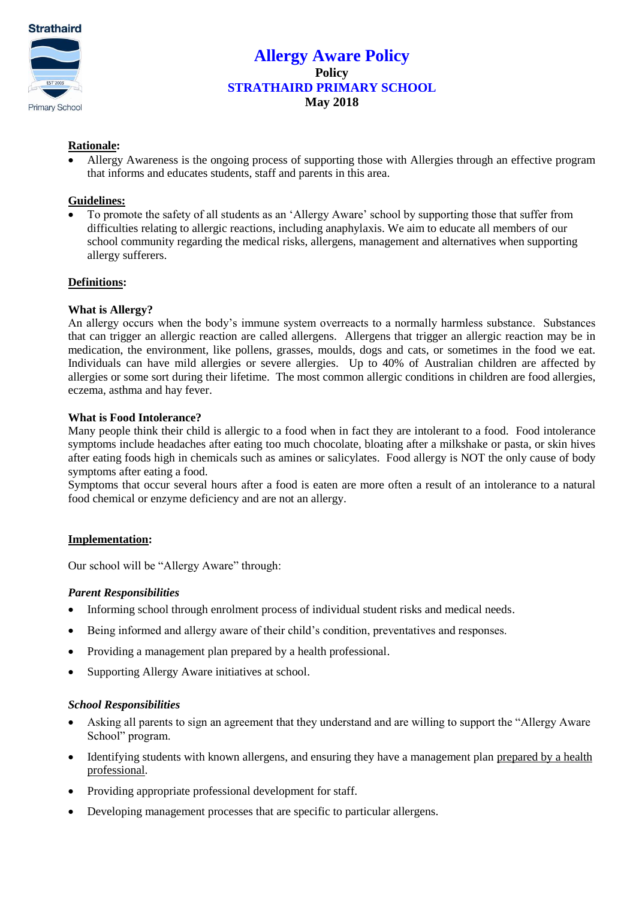# Allergy Aware Policy

**Policy**

**STRATHAIRD PRIMARY SCHOOL**

**May 2018**

**Rationale:**

- Allergy Awareness is the ongoing process of supporting those with Allergies through an effective program that informs and educates students, staff and parents in this area.

**Guidelines:**

- To promote the safety of all students as an 'Allergy Aware' school by supporting those that suffer from difficulties relating to allergic reactions, including anaphylaxis. We aim to educate all members of our school community regarding the medical risks, allergens, management and alternatives when supporting allergy sufferers.

**Definitions:**

**What is Allergy?**

An allergy occurs when the body's immune system overreacts to a normally harmless substance. Substances that can trigger an allergic reaction are called allergens. Allergens that trigger an allergic reaction may be in medication, the environment, like pollens, grasses, moulds, dogs and cats, or sometimes in the food we eat. Individuals can have mild allergies or severe allergies. Up to 40% of Australian children are affected by allergies or some sort during their lifetime. The most common allergic conditions in children are food allergies, eczema, asthma and hay fever.

**What is Food Intolerance?**

Many people think their child is allergic to a food when in fact they are intolerant to a food. Food intolerance symptoms include headaches after eating too much chocolate, bloating after a milkshake or pasta, or skin hives after eating foods high in chemicals such as amines or salicylates. Food allergy is NOT the only cause of body symptoms after eating a food.

Symptoms that occur several hours after a food is eaten are more often a result of an intolerance to a natural food chemical or enzyme deficiency and are not an allergy.

**Implementation:**

Our school will be "Allergy Aware" through:

***Parent Responsibilities***

- Informing school through enrolment process of individual student risks and medical needs.
- Being informed and allergy aware of their child's condition, preventatives and responses.
- Providing a management plan prepared by a health professional.
- Supporting Allergy Aware initiatives at school.

***School Responsibilities***

- Asking all parents to sign an agreement that they understand and are willing to support the "Allergy Aware School" program.
- Identifying students with known allergens, and ensuring they have a management plan prepared by a health professional.
- Providing appropriate professional development for staff.
- Developing management processes that are specific to particular allergens.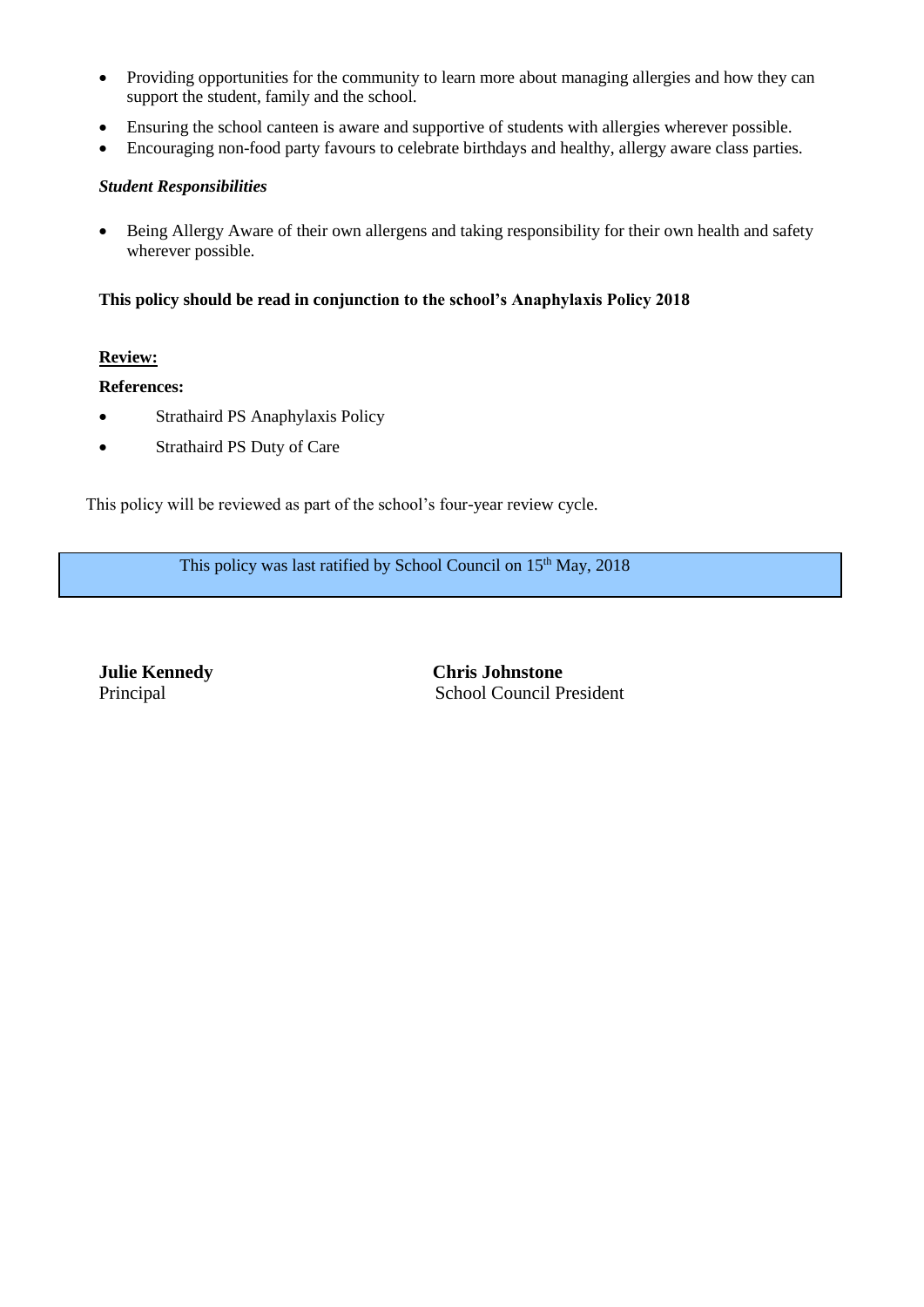- Providing opportunities for the community to learn more about managing allergies and how they can support the student, family and the school.
- Ensuring the school canteen is aware and supportive of students with allergies wherever possible.
- Encouraging non-food party favours to celebrate birthdays and healthy, allergy aware class parties.

***Student Responsibilities***

- Being Allergy Aware of their own allergens and taking responsibility for their own health and safety wherever possible.

**This policy should be read in conjunction to the school's Anaphylaxis Policy 2018**

**Review:**

**References:**

- Strathaird PS Anaphylaxis Policy
- Strathaird PS Duty of Care

This policy will be reviewed as part of the school's four-year review cycle.

This policy was last ratified by School Council on 15th May, 2018

**Julie Kennedy**
Principal

**Chris Johnstone**
School Council President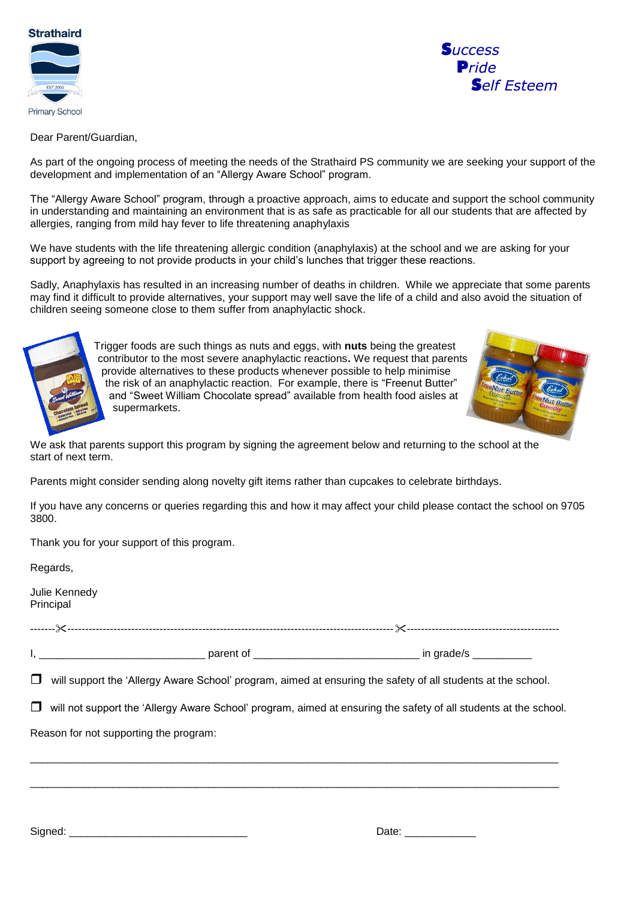Strathaird

Primary School

***S****uccess*
***P****ride*
***S****elf Esteem*

Dear Parent/Guardian,

As part of the ongoing process of meeting the needs of the Strathaird PS community we are seeking your support of the development and implementation of an "Allergy Aware School" program.

The "Allergy Aware School" program, through a proactive approach, aims to educate and support the school community in understanding and maintaining an environment that is as safe as practicable for all our students that are affected by allergies, ranging from mild hay fever to life threatening anaphylaxis

We have students with the life threatening allergic condition (anaphylaxis) at the school and we are asking for your support by agreeing to not provide products in your child's lunches that trigger these reactions.

Sadly, Anaphylaxis has resulted in an increasing number of deaths in children. While we appreciate that some parents may find it difficult to provide alternatives, your support may well save the life of a child and also avoid the situation of children seeing someone close to them suffer from anaphylactic shock.

Trigger foods are such things as nuts and eggs, with **nuts** being the greatest contributor to the most severe anaphylactic reactions**.** We request that parents provide alternatives to these products whenever possible to help minimise the risk of an anaphylactic reaction. For example, there is "Freenut Butter" and "Sweet William Chocolate spread" available from health food aisles at supermarkets.

We ask that parents support this program by signing the agreement below and returning to the school at the start of next term.

Parents might consider sending along novelty gift items rather than cupcakes to celebrate birthdays.

If you have any concerns or queries regarding this and how it may affect your child please contact the school on 9705 3800.

Thank you for your support of this program.

Regards,

Julie Kennedy
Principal

-------✂-------------------------------------------------------------------------------------------✂-------------------------------------------

I, ____________________________ parent of ____________________________ in grade/s __________

❒ will support the 'Allergy Aware School' program, aimed at ensuring the safety of all students at the school.

❒ will not support the 'Allergy Aware School' program, aimed at ensuring the safety of all students at the school.

Reason for not supporting the program:

_____________________________________________________________________________________________

_____________________________________________________________________________________________

Signed: ______________________________ Date: ____________